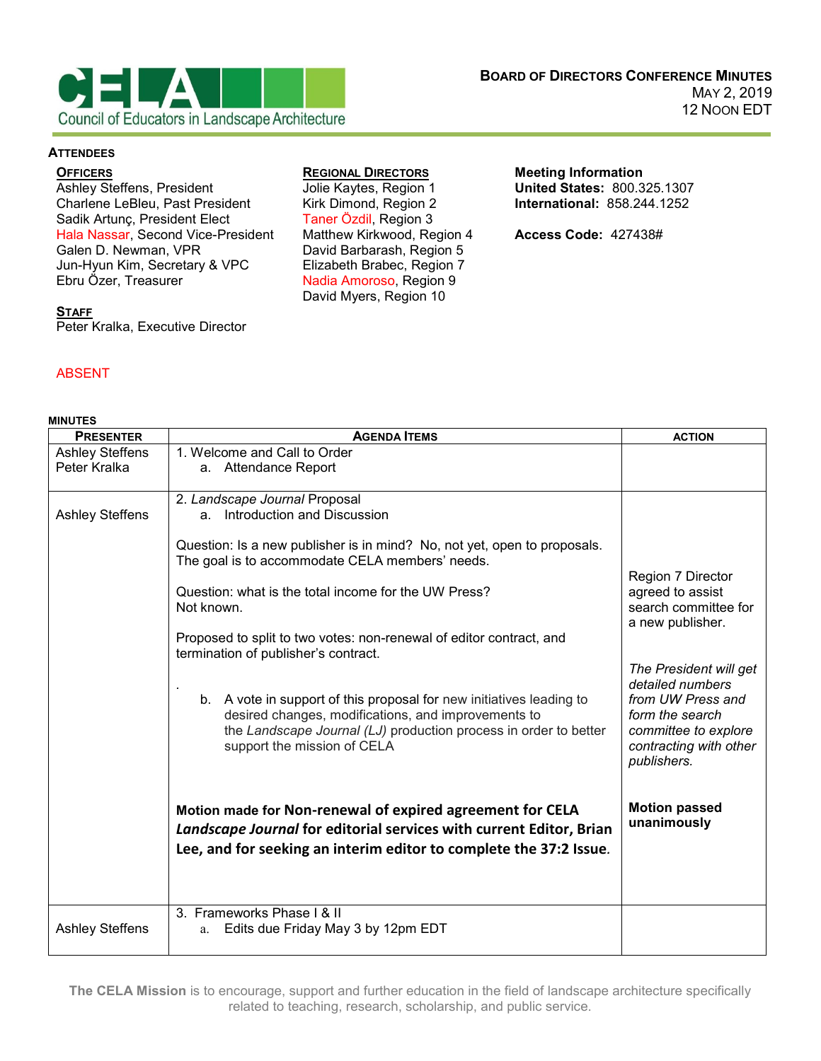# CELA — Council of Educators in Landscape Architecture

## BOARD OF DIRECTORS CONFERENCE MINUTES

MAY 2, 2019
12 NOON EDT

### ATTENDEES

**OFFICERS**
Ashley Steffens, President
Charlene LeBleu, Past President
Sadik Artunç, President Elect
Hala Nassar, Second Vice-President
Galen D. Newman, VPR
Jun-Hyun Kim, Secretary & VPC
Ebru Özer, Treasurer

**STAFF**
Peter Kralka, Executive Director

**REGIONAL DIRECTORS**
Jolie Kaytes, Region 1
Kirk Dimond, Region 2
Taner Özdil, Region 3
Matthew Kirkwood, Region 4
David Barbarash, Region 5
Elizabeth Brabec, Region 7
Nadia Amoroso, Region 9
David Myers, Region 10

**Meeting Information**
**United States:** 800.325.1307
**International:** 858.244.1252

**Access Code:** 427438#

ABSENT (shown in red: Hala Nassar, Taner Özdil, Nadia Amoroso)

### MINUTES

| PRESENTER | AGENDA ITEMS | ACTION |
|---|---|---|
| Ashley Steffens<br>Peter Kralka | 1. Welcome and Call to Order<br>a. Attendance Report | |
| Ashley Steffens | 2. *Landscape Journal* Proposal<br>a. Introduction and Discussion<br><br>Question: Is a new publisher is in mind? No, not yet, open to proposals. The goal is to accommodate CELA members' needs.<br><br>Question: what is the total income for the UW Press? Not known.<br><br>Proposed to split to two votes: non-renewal of editor contract, and termination of publisher's contract.<br><br>.<br>b. A vote in support of this proposal for new initiatives leading to desired changes, modifications, and improvements to the *Landscape Journal (LJ)* production process in order to better support the mission of CELA<br><br>**Motion made for Non-renewal of expired agreement for CELA *Landscape Journal* for editorial services with current Editor, Brian Lee, and for seeking an interim editor to complete the 37:2 Issue.** | Region 7 Director agreed to assist search committee for a new publisher.<br><br>*The President will get detailed numbers from UW Press and form the search committee to explore contracting with other publishers.*<br><br>**Motion passed unanimously** |
| Ashley Steffens | 3. Frameworks Phase I & II<br>a. Edits due Friday May 3 by 12pm EDT | |

**The CELA Mission** is to encourage, support and further education in the field of landscape architecture specifically related to teaching, research, scholarship, and public service.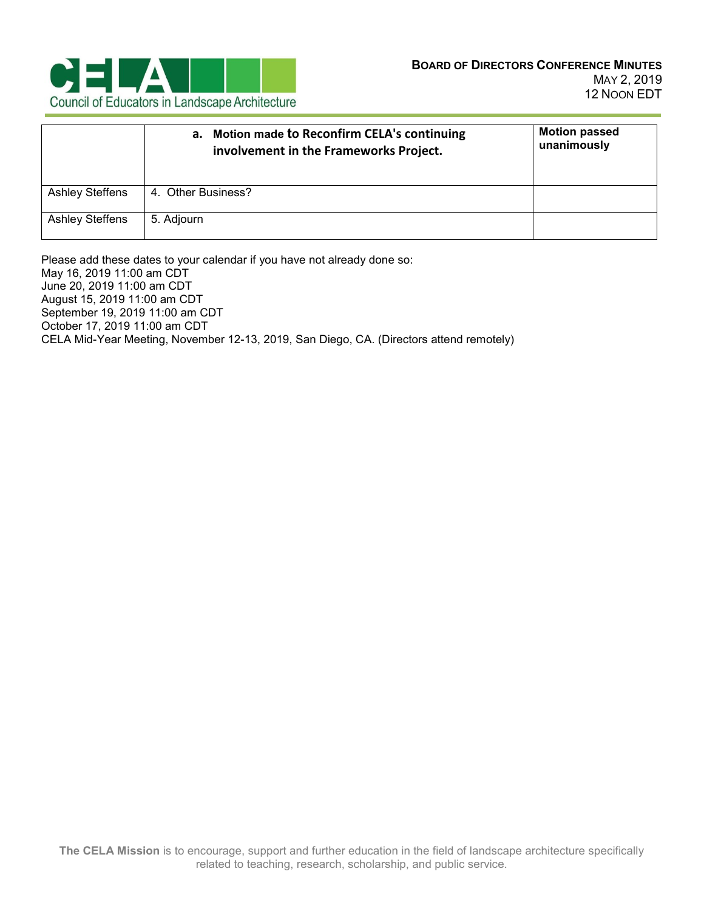| | **a. Motion made to Reconfirm CELA's continuing involvement in the Frameworks Project.** | **Motion passed unanimously** |
|---|---|---|
| Ashley Steffens | 4. Other Business? | |
| Ashley Steffens | 5. Adjourn | |

Please add these dates to your calendar if you have not already done so:
May 16, 2019 11:00 am CDT
June 20, 2019 11:00 am CDT
August 15, 2019 11:00 am CDT
September 19, 2019 11:00 am CDT
October 17, 2019 11:00 am CDT
CELA Mid-Year Meeting, November 12-13, 2019, San Diego, CA. (Directors attend remotely)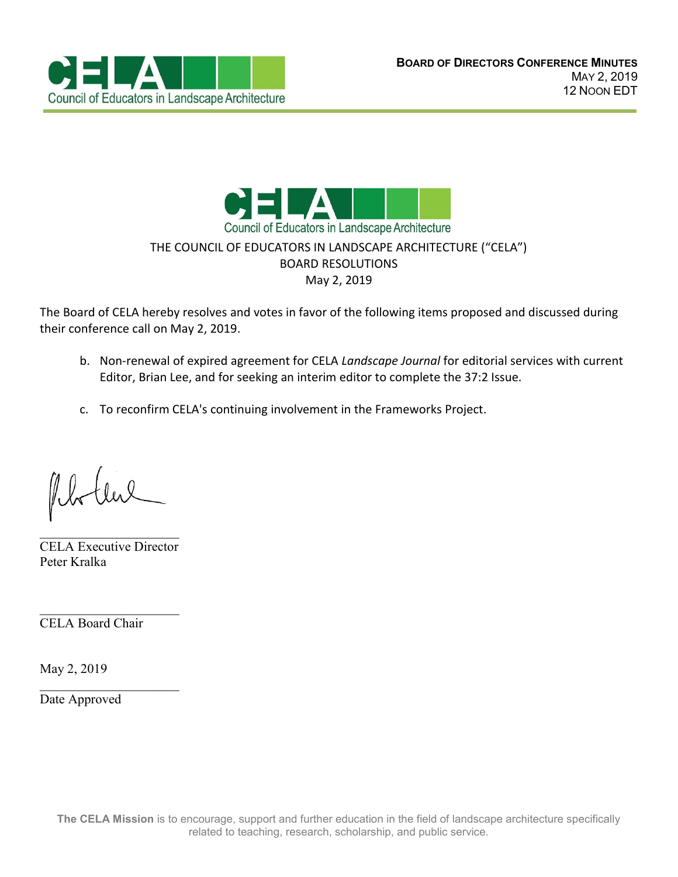THE COUNCIL OF EDUCATORS IN LANDSCAPE ARCHITECTURE ("CELA")
BOARD RESOLUTIONS
May 2, 2019

The Board of CELA hereby resolves and votes in favor of the following items proposed and discussed during their conference call on May 2, 2019.

b. Non-renewal of expired agreement for CELA *Landscape Journal* for editorial services with current Editor, Brian Lee, and for seeking an interim editor to complete the 37:2 Issue.

c. To reconfirm CELA's continuing involvement in the Frameworks Project.

\_\_\_\_\_\_\_\_\_\_\_\_\_\_\_\_\_\_\_\_\_\_\_\_
CELA Executive Director
Peter Kralka

\_\_\_\_\_\_\_\_\_\_\_\_\_\_\_\_\_\_\_\_\_\_\_\_
CELA Board Chair

May 2, 2019
\_\_\_\_\_\_\_\_\_\_\_\_\_\_\_\_\_\_\_\_\_\_\_\_
Date Approved

**The CELA Mission** is to encourage, support and further education in the field of landscape architecture specifically related to teaching, research, scholarship, and public service.